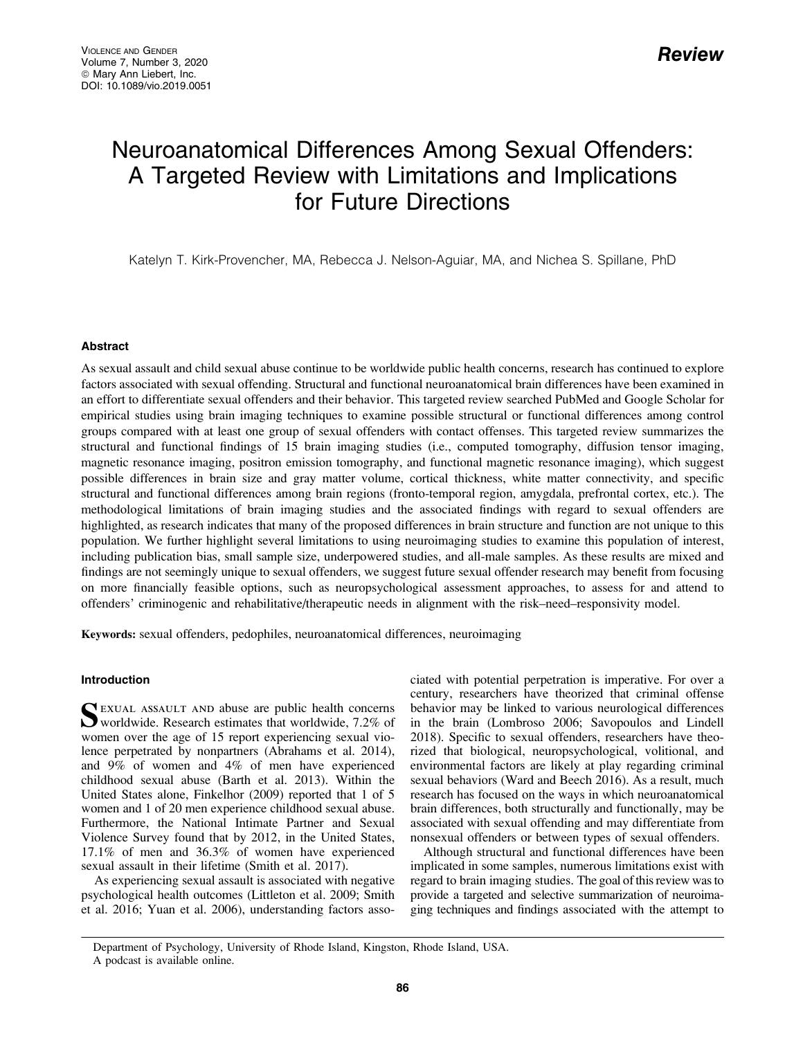Review

# Neuroanatomical Differences Among Sexual Offenders: A Targeted Review with Limitations and Implications for Future Directions

Katelyn T. Kirk-Provencher, MA, Rebecca J. Nelson-Aguiar, MA, and Nichea S. Spillane, PhD

## Abstract

As sexual assault and child sexual abuse continue to be worldwide public health concerns, research has continued to explore factors associated with sexual offending. Structural and functional neuroanatomical brain differences have been examined in an effort to differentiate sexual offenders and their behavior. This targeted review searched PubMed and Google Scholar for empirical studies using brain imaging techniques to examine possible structural or functional differences among control groups compared with at least one group of sexual offenders with contact offenses. This targeted review summarizes the structural and functional findings of 15 brain imaging studies (i.e., computed tomography, diffusion tensor imaging, magnetic resonance imaging, positron emission tomography, and functional magnetic resonance imaging), which suggest possible differences in brain size and gray matter volume, cortical thickness, white matter connectivity, and specific structural and functional differences among brain regions (fronto-temporal region, amygdala, prefrontal cortex, etc.). The methodological limitations of brain imaging studies and the associated findings with regard to sexual offenders are highlighted, as research indicates that many of the proposed differences in brain structure and function are not unique to this population. We further highlight several limitations to using neuroimaging studies to examine this population of interest, including publication bias, small sample size, underpowered studies, and all-male samples. As these results are mixed and findings are not seemingly unique to sexual offenders, we suggest future sexual offender research may benefit from focusing on more financially feasible options, such as neuropsychological assessment approaches, to assess for and attend to offenders' criminogenic and rehabilitative/therapeutic needs in alignment with the risk–need–responsivity model.

**Keywords:** sexual offenders, pedophiles, neuroanatomical differences, neuroimaging

## Introduction

Sexual assault and abuse are public health concerns worldwide. Research estimates that worldwide, 7.2% of women over the age of 15 report experiencing sexual violence perpetrated by nonpartners (Abrahams et al. 2014), and 9% of women and 4% of men have experienced childhood sexual abuse (Barth et al. 2013). Within the United States alone, Finkelhor (2009) reported that 1 of 5 women and 1 of 20 men experience childhood sexual abuse. Furthermore, the National Intimate Partner and Sexual Violence Survey found that by 2012, in the United States, 17.1% of men and 36.3% of women have experienced sexual assault in their lifetime (Smith et al. 2017).

As experiencing sexual assault is associated with negative psychological health outcomes (Littleton et al. 2009; Smith et al. 2016; Yuan et al. 2006), understanding factors associated with potential perpetration is imperative. For over a century, researchers have theorized that criminal offense behavior may be linked to various neurological differences in the brain (Lombroso 2006; Savopoulos and Lindell 2018). Specific to sexual offenders, researchers have theorized that biological, neuropsychological, volitional, and environmental factors are likely at play regarding criminal sexual behaviors (Ward and Beech 2016). As a result, much research has focused on the ways in which neuroanatomical brain differences, both structurally and functionally, may be associated with sexual offending and may differentiate from nonsexual offenders or between types of sexual offenders.

Although structural and functional differences have been implicated in some samples, numerous limitations exist with regard to brain imaging studies. The goal of this review was to provide a targeted and selective summarization of neuroimaging techniques and findings associated with the attempt to

Department of Psychology, University of Rhode Island, Kingston, Rhode Island, USA.
A podcast is available online.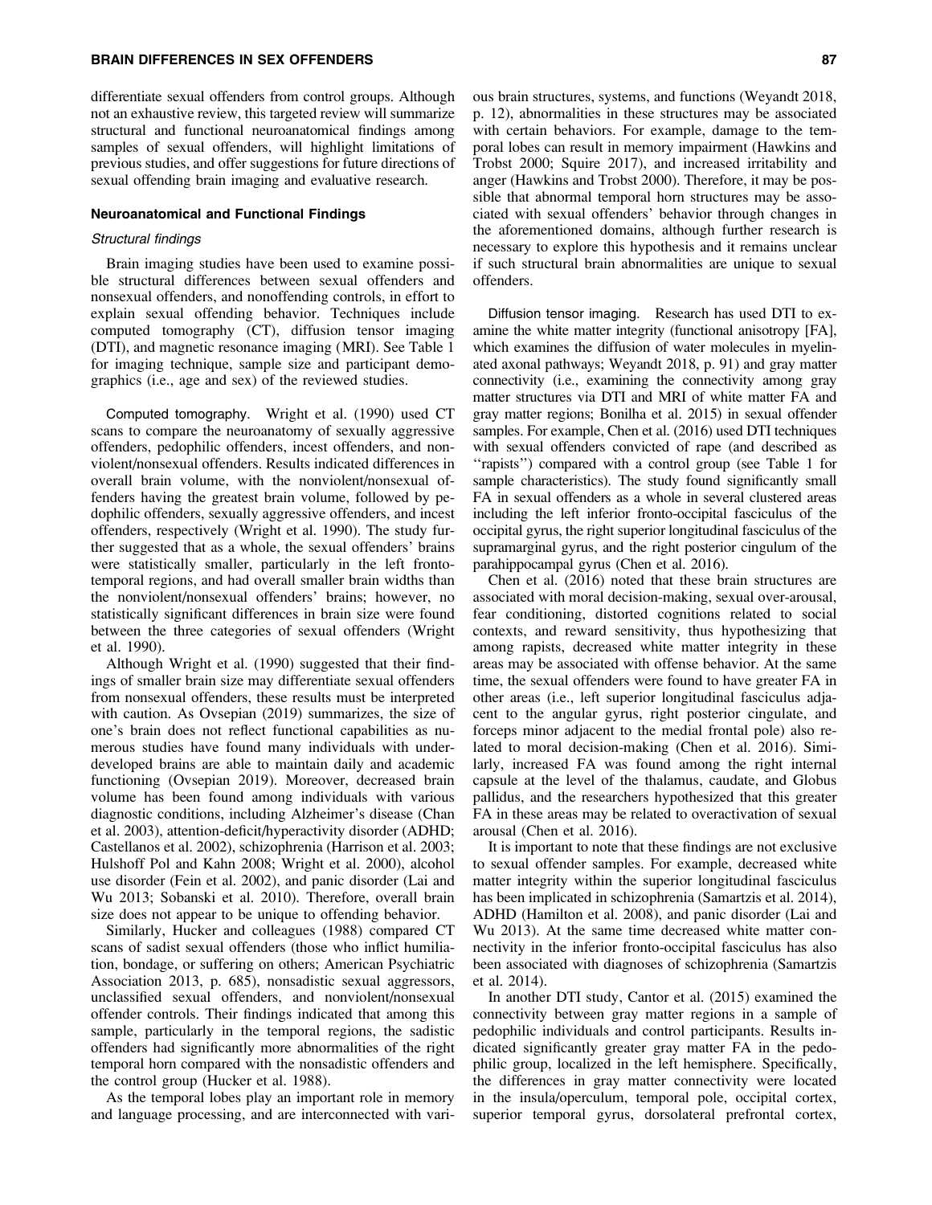differentiate sexual offenders from control groups. Although not an exhaustive review, this targeted review will summarize structural and functional neuroanatomical findings among samples of sexual offenders, will highlight limitations of previous studies, and offer suggestions for future directions of sexual offending brain imaging and evaluative research.

## Neuroanatomical and Functional Findings

### Structural findings

Brain imaging studies have been used to examine possible structural differences between sexual offenders and nonsexual offenders, and nonoffending controls, in effort to explain sexual offending behavior. Techniques include computed tomography (CT), diffusion tensor imaging (DTI), and magnetic resonance imaging (MRI). See Table 1 for imaging technique, sample size and participant demographics (i.e., age and sex) of the reviewed studies.

**Computed tomography.** Wright et al. (1990) used CT scans to compare the neuroanatomy of sexually aggressive offenders, pedophilic offenders, incest offenders, and nonviolent/nonsexual offenders. Results indicated differences in overall brain volume, with the nonviolent/nonsexual offenders having the greatest brain volume, followed by pedophilic offenders, sexually aggressive offenders, and incest offenders, respectively (Wright et al. 1990). The study further suggested that as a whole, the sexual offenders' brains were statistically smaller, particularly in the left frontotemporal regions, and had overall smaller brain widths than the nonviolent/nonsexual offenders' brains; however, no statistically significant differences in brain size were found between the three categories of sexual offenders (Wright et al. 1990).

Although Wright et al. (1990) suggested that their findings of smaller brain size may differentiate sexual offenders from nonsexual offenders, these results must be interpreted with caution. As Ovsepian (2019) summarizes, the size of one's brain does not reflect functional capabilities as numerous studies have found many individuals with underdeveloped brains are able to maintain daily and academic functioning (Ovsepian 2019). Moreover, decreased brain volume has been found among individuals with various diagnostic conditions, including Alzheimer's disease (Chan et al. 2003), attention-deficit/hyperactivity disorder (ADHD; Castellanos et al. 2002), schizophrenia (Harrison et al. 2003; Hulshoff Pol and Kahn 2008; Wright et al. 2000), alcohol use disorder (Fein et al. 2002), and panic disorder (Lai and Wu 2013; Sobanski et al. 2010). Therefore, overall brain size does not appear to be unique to offending behavior.

Similarly, Hucker and colleagues (1988) compared CT scans of sadist sexual offenders (those who inflict humiliation, bondage, or suffering on others; American Psychiatric Association 2013, p. 685), nonsadistic sexual aggressors, unclassified sexual offenders, and nonviolent/nonsexual offender controls. Their findings indicated that among this sample, particularly in the temporal regions, the sadistic offenders had significantly more abnormalities of the right temporal horn compared with the nonsadistic offenders and the control group (Hucker et al. 1988).

As the temporal lobes play an important role in memory and language processing, and are interconnected with various brain structures, systems, and functions (Weyandt 2018, p. 12), abnormalities in these structures may be associated with certain behaviors. For example, damage to the temporal lobes can result in memory impairment (Hawkins and Trobst 2000; Squire 2017), and increased irritability and anger (Hawkins and Trobst 2000). Therefore, it may be possible that abnormal temporal horn structures may be associated with sexual offenders' behavior through changes in the aforementioned domains, although further research is necessary to explore this hypothesis and it remains unclear if such structural brain abnormalities are unique to sexual offenders.

**Diffusion tensor imaging.** Research has used DTI to examine the white matter integrity (functional anisotropy [FA], which examines the diffusion of water molecules in myelinated axonal pathways; Weyandt 2018, p. 91) and gray matter connectivity (i.e., examining the connectivity among gray matter structures via DTI and MRI of white matter FA and gray matter regions; Bonilha et al. 2015) in sexual offender samples. For example, Chen et al. (2016) used DTI techniques with sexual offenders convicted of rape (and described as "rapists") compared with a control group (see Table 1 for sample characteristics). The study found significantly small FA in sexual offenders as a whole in several clustered areas including the left inferior fronto-occipital fasciculus of the occipital gyrus, the right superior longitudinal fasciculus of the supramarginal gyrus, and the right posterior cingulum of the parahippocampal gyrus (Chen et al. 2016).

Chen et al. (2016) noted that these brain structures are associated with moral decision-making, sexual over-arousal, fear conditioning, distorted cognitions related to social contexts, and reward sensitivity, thus hypothesizing that among rapists, decreased white matter integrity in these areas may be associated with offense behavior. At the same time, the sexual offenders were found to have greater FA in other areas (i.e., left superior longitudinal fasciculus adjacent to the angular gyrus, right posterior cingulate, and forceps minor adjacent to the medial frontal pole) also related to moral decision-making (Chen et al. 2016). Similarly, increased FA was found among the right internal capsule at the level of the thalamus, caudate, and Globus pallidus, and the researchers hypothesized that this greater FA in these areas may be related to overactivation of sexual arousal (Chen et al. 2016).

It is important to note that these findings are not exclusive to sexual offender samples. For example, decreased white matter integrity within the superior longitudinal fasciculus has been implicated in schizophrenia (Samartzis et al. 2014), ADHD (Hamilton et al. 2008), and panic disorder (Lai and Wu 2013). At the same time decreased white matter connectivity in the inferior fronto-occipital fasciculus has also been associated with diagnoses of schizophrenia (Samartzis et al. 2014).

In another DTI study, Cantor et al. (2015) examined the connectivity between gray matter regions in a sample of pedophilic individuals and control participants. Results indicated significantly greater gray matter FA in the pedophilic group, localized in the left hemisphere. Specifically, the differences in gray matter connectivity were located in the insula/operculum, temporal pole, occipital cortex, superior temporal gyrus, dorsolateral prefrontal cortex,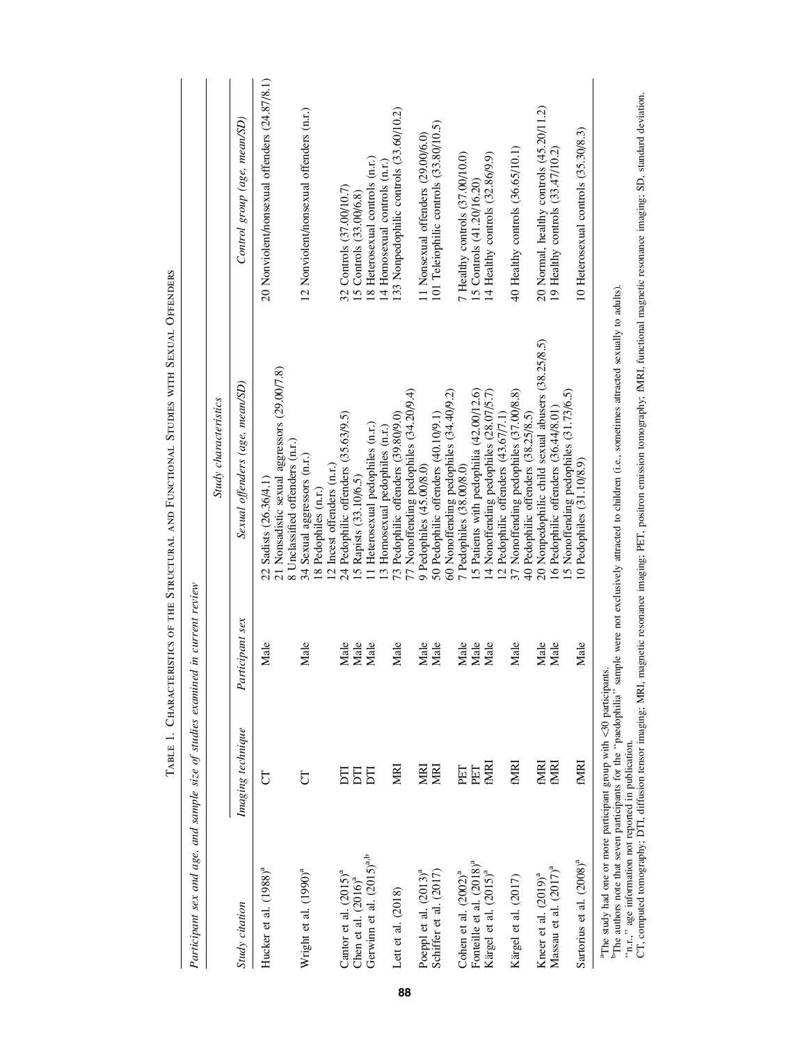Table 1. Characteristics of the Structural and Functional Studies with Sexual Offenders

*Participant sex and age, and sample size of studies examined in current review*

| Study citation | Imaging technique | Participant sex | Study characteristics: Sexual offenders (age, mean/SD) | Study characteristics: Control group (age, mean/SD) |
|---|---|---|---|---|
| Hucker et al. (1988)[a] | CT | Male | 22 Sadists (26.36/4.1)<br>21 Nonsadistic sexual aggressors (29.00/7.8)<br>8 Unclassified offenders (n.r.) | 20 Nonviolent/nonsexual offenders (24.87/8.1) |
| Wright et al. (1990)[a] | CT | Male | 34 Sexual aggressors (n.r.)<br>18 Pedophiles (n.r.)<br>12 Incest offenders (n.r.) | 12 Nonviolent/nonsexual offenders (n.r.) |
| Cantor et al. (2015)[a] | DTI | Male | 24 Pedophilic offenders (35.63/9.5) | 32 Controls (37.00/10.7) |
| Chen et al. (2016)[a] | DTI | Male | 15 Rapists (33.10/6.5) | 15 Controls (33.00/6.8) |
| Gerwinn et al. (2015)[a,b] | DTI | Male | 11 Heterosexual pedophiles (n.r.)<br>13 Homosexual pedophiles (n.r.) | 18 Heterosexual controls (n.r.)<br>14 Homosexual controls (n.r.) |
| Lett et al. (2018) | MRI | Male | 73 Pedophilic offenders (39.80/9.0)<br>77 Nonoffending pedophiles (34.20/9.4) | 133 Nonpedophilic controls (33.60/10.2) |
| Poeppl et al. (2013)[a] | MRI | Male | 9 Pedophiles (45.00/8.0) | 11 Nonsexual offenders (29.00/6.0) |
| Schiffer et al. (2017) | MRI | Male | 50 Pedophilic offenders (40.10/9.1)<br>60 Nonoffending pedophiles (34.40/9.2) | 101 Teleiophilic controls (33.80/10.5) |
| Cohen et al. (2002)[a] | PET | Male | 7 Pedophiles (38.00/8.0) | 7 Healthy controls (37.00/10.0) |
| Fonteille et al. (2018)[a] | PET | Male | 15 Patients with pedophilia (42.00/12.6) | 15 Controls (41.20/16.20) |
| Kärgel et al. (2015)[a] | fMRI | Male | 14 Nonoffending pedophiles (28.07/5.7)<br>12 Pedophilic offenders (43.67/7.1) | 14 Healthy controls (32.86/9.9) |
| Kärgel et al. (2017) | fMRI | Male | 37 Nonoffending pedophiles (37.00/8.8)<br>40 Pedophilic offenders (38.25/8.5) | 40 Healthy controls (36.65/10.1) |
| Kneer et al. (2019)[a] | fMRI | Male | 20 Nonpedophilic child sexual abusers (38.25/8.5) | 20 Normal, healthy controls (45.20/11.2) |
| Massau et al. (2017)[a] | fMRI | Male | 16 Pedophilic offenders (36.44/8.01)<br>15 Nonoffending pedophiles (31.73/6.5) | 19 Healthy controls (33.47/10.2) |
| Sartorius et al. (2008)[a] | fMRI | Male | 10 Pedophiles (31.10/8.9) | 10 Heterosexual controls (35.30/8.3) |

[a]The study had one or more participant group with <30 participants.

[b]The authors note that seven participants for the "paedophilia" sample were not exclusively attracted to children (i.e., sometimes attracted sexually to adults).

"n.r.," age information not reported in publication.

CT, computed tomography; DTI, diffusion tensor imaging; MRI, magnetic resonance imaging; PET, positron emission tomography; fMRI, functional magnetic resonance imaging; SD, standard deviation.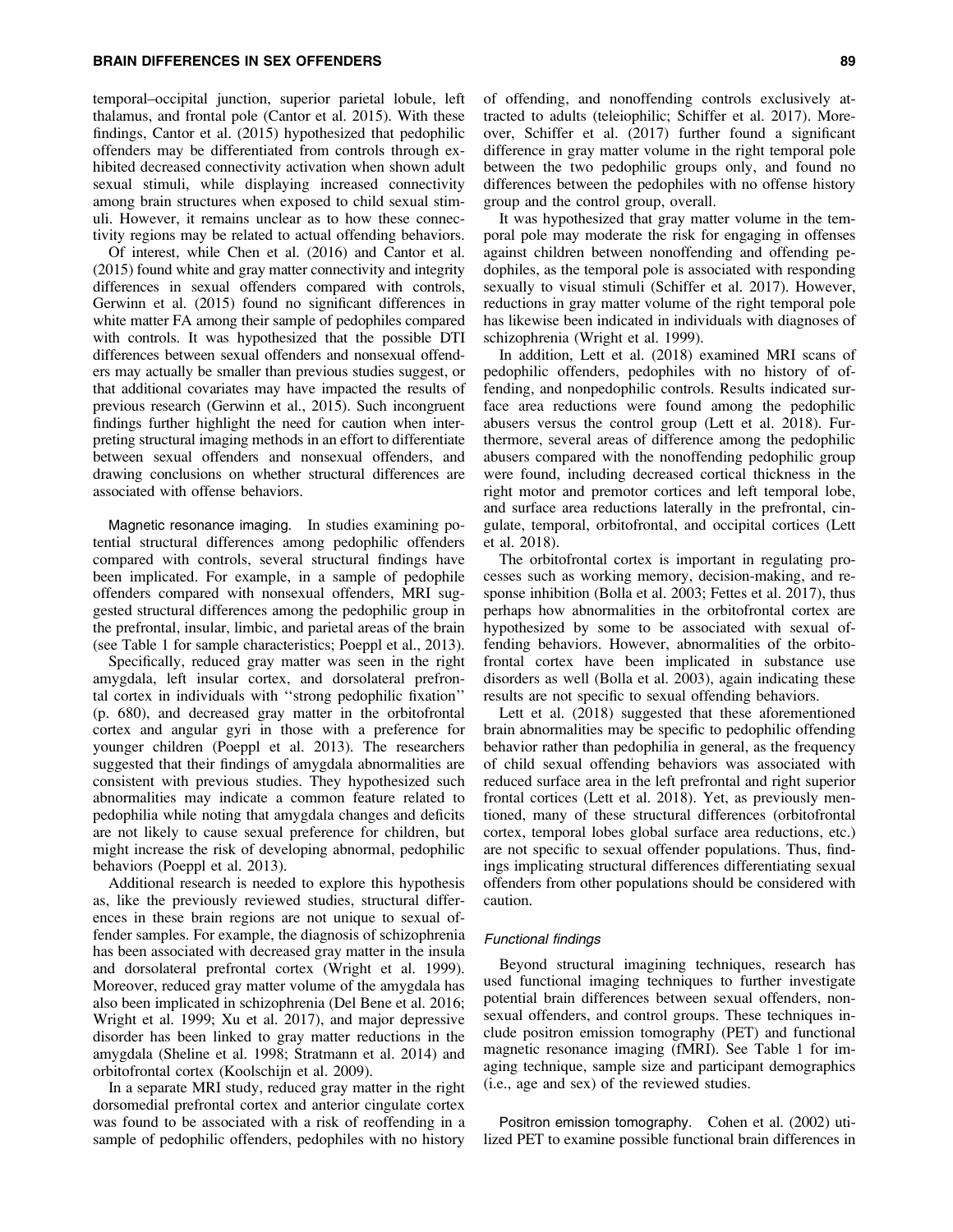temporal–occipital junction, superior parietal lobule, left thalamus, and frontal pole (Cantor et al. 2015). With these findings, Cantor et al. (2015) hypothesized that pedophilic offenders may be differentiated from controls through exhibited decreased connectivity activation when shown adult sexual stimuli, while displaying increased connectivity among brain structures when exposed to child sexual stimuli. However, it remains unclear as to how these connectivity regions may be related to actual offending behaviors.

Of interest, while Chen et al. (2016) and Cantor et al. (2015) found white and gray matter connectivity and integrity differences in sexual offenders compared with controls, Gerwinn et al. (2015) found no significant differences in white matter FA among their sample of pedophiles compared with controls. It was hypothesized that the possible DTI differences between sexual offenders and nonsexual offenders may actually be smaller than previous studies suggest, or that additional covariates may have impacted the results of previous research (Gerwinn et al., 2015). Such incongruent findings further highlight the need for caution when interpreting structural imaging methods in an effort to differentiate between sexual offenders and nonsexual offenders, and drawing conclusions on whether structural differences are associated with offense behaviors.

*Magnetic resonance imaging.* In studies examining potential structural differences among pedophilic offenders compared with controls, several structural findings have been implicated. For example, in a sample of pedophile offenders compared with nonsexual offenders, MRI suggested structural differences among the pedophilic group in the prefrontal, insular, limbic, and parietal areas of the brain (see Table 1 for sample characteristics; Poeppl et al., 2013).

Specifically, reduced gray matter was seen in the right amygdala, left insular cortex, and dorsolateral prefrontal cortex in individuals with ''strong pedophilic fixation'' (p. 680), and decreased gray matter in the orbitofrontal cortex and angular gyri in those with a preference for younger children (Poeppl et al. 2013). The researchers suggested that their findings of amygdala abnormalities are consistent with previous studies. They hypothesized such abnormalities may indicate a common feature related to pedophilia while noting that amygdala changes and deficits are not likely to cause sexual preference for children, but might increase the risk of developing abnormal, pedophilic behaviors (Poeppl et al. 2013).

Additional research is needed to explore this hypothesis as, like the previously reviewed studies, structural differences in these brain regions are not unique to sexual offender samples. For example, the diagnosis of schizophrenia has been associated with decreased gray matter in the insula and dorsolateral prefrontal cortex (Wright et al. 1999). Moreover, reduced gray matter volume of the amygdala has also been implicated in schizophrenia (Del Bene et al. 2016; Wright et al. 1999; Xu et al. 2017), and major depressive disorder has been linked to gray matter reductions in the amygdala (Sheline et al. 1998; Stratmann et al. 2014) and orbitofrontal cortex (Koolschijn et al. 2009).

In a separate MRI study, reduced gray matter in the right dorsomedial prefrontal cortex and anterior cingulate cortex was found to be associated with a risk of reoffending in a sample of pedophilic offenders, pedophiles with no history of offending, and nonoffending controls exclusively attracted to adults (teleiophilic; Schiffer et al. 2017). Moreover, Schiffer et al. (2017) further found a significant difference in gray matter volume in the right temporal pole between the two pedophilic groups only, and found no differences between the pedophiles with no offense history group and the control group, overall.

It was hypothesized that gray matter volume in the temporal pole may moderate the risk for engaging in offenses against children between nonoffending and offending pedophiles, as the temporal pole is associated with responding sexually to visual stimuli (Schiffer et al. 2017). However, reductions in gray matter volume of the right temporal pole has likewise been indicated in individuals with diagnoses of schizophrenia (Wright et al. 1999).

In addition, Lett et al. (2018) examined MRI scans of pedophilic offenders, pedophiles with no history of offending, and nonpedophilic controls. Results indicated surface area reductions were found among the pedophilic abusers versus the control group (Lett et al. 2018). Furthermore, several areas of difference among the pedophilic abusers compared with the nonoffending pedophilic group were found, including decreased cortical thickness in the right motor and premotor cortices and left temporal lobe, and surface area reductions laterally in the prefrontal, cingulate, temporal, orbitofrontal, and occipital cortices (Lett et al. 2018).

The orbitofrontal cortex is important in regulating processes such as working memory, decision-making, and response inhibition (Bolla et al. 2003; Fettes et al. 2017), thus perhaps how abnormalities in the orbitofrontal cortex are hypothesized by some to be associated with sexual offending behaviors. However, abnormalities of the orbitofrontal cortex have been implicated in substance use disorders as well (Bolla et al. 2003), again indicating these results are not specific to sexual offending behaviors.

Lett et al. (2018) suggested that these aforementioned brain abnormalities may be specific to pedophilic offending behavior rather than pedophilia in general, as the frequency of child sexual offending behaviors was associated with reduced surface area in the left prefrontal and right superior frontal cortices (Lett et al. 2018). Yet, as previously mentioned, many of these structural differences (orbitofrontal cortex, temporal lobes global surface area reductions, etc.) are not specific to sexual offender populations. Thus, findings implicating structural differences differentiating sexual offenders from other populations should be considered with caution.

#### Functional findings

Beyond structural imagining techniques, research has used functional imaging techniques to further investigate potential brain differences between sexual offenders, nonsexual offenders, and control groups. These techniques include positron emission tomography (PET) and functional magnetic resonance imaging (fMRI). See Table 1 for imaging technique, sample size and participant demographics (i.e., age and sex) of the reviewed studies.

*Positron emission tomography.* Cohen et al. (2002) utilized PET to examine possible functional brain differences in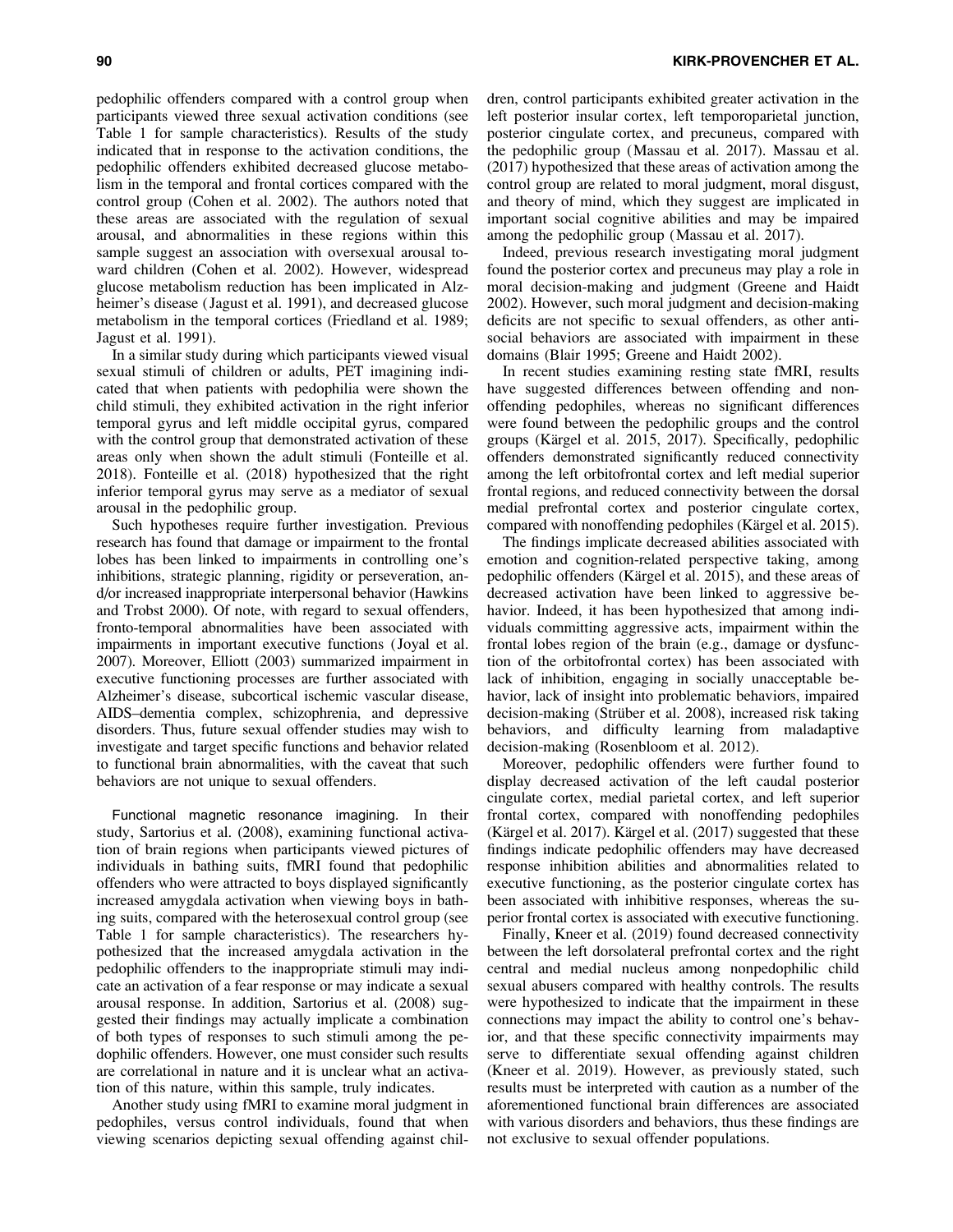pedophilic offenders compared with a control group when participants viewed three sexual activation conditions (see Table 1 for sample characteristics). Results of the study indicated that in response to the activation conditions, the pedophilic offenders exhibited decreased glucose metabolism in the temporal and frontal cortices compared with the control group (Cohen et al. 2002). The authors noted that these areas are associated with the regulation of sexual arousal, and abnormalities in these regions within this sample suggest an association with oversexual arousal toward children (Cohen et al. 2002). However, widespread glucose metabolism reduction has been implicated in Alzheimer's disease (Jagust et al. 1991), and decreased glucose metabolism in the temporal cortices (Friedland et al. 1989; Jagust et al. 1991).

In a similar study during which participants viewed visual sexual stimuli of children or adults, PET imagining indicated that when patients with pedophilia were shown the child stimuli, they exhibited activation in the right inferior temporal gyrus and left middle occipital gyrus, compared with the control group that demonstrated activation of these areas only when shown the adult stimuli (Fonteille et al. 2018). Fonteille et al. (2018) hypothesized that the right inferior temporal gyrus may serve as a mediator of sexual arousal in the pedophilic group.

Such hypotheses require further investigation. Previous research has found that damage or impairment to the frontal lobes has been linked to impairments in controlling one's inhibitions, strategic planning, rigidity or perseveration, and/or increased inappropriate interpersonal behavior (Hawkins and Trobst 2000). Of note, with regard to sexual offenders, fronto-temporal abnormalities have been associated with impairments in important executive functions (Joyal et al. 2007). Moreover, Elliott (2003) summarized impairment in executive functioning processes are further associated with Alzheimer's disease, subcortical ischemic vascular disease, AIDS–dementia complex, schizophrenia, and depressive disorders. Thus, future sexual offender studies may wish to investigate and target specific functions and behavior related to functional brain abnormalities, with the caveat that such behaviors are not unique to sexual offenders.

Functional magnetic resonance imagining. In their study, Sartorius et al. (2008), examining functional activation of brain regions when participants viewed pictures of individuals in bathing suits, fMRI found that pedophilic offenders who were attracted to boys displayed significantly increased amygdala activation when viewing boys in bathing suits, compared with the heterosexual control group (see Table 1 for sample characteristics). The researchers hypothesized that the increased amygdala activation in the pedophilic offenders to the inappropriate stimuli may indicate an activation of a fear response or may indicate a sexual arousal response. In addition, Sartorius et al. (2008) suggested their findings may actually implicate a combination of both types of responses to such stimuli among the pedophilic offenders. However, one must consider such results are correlational in nature and it is unclear what an activation of this nature, within this sample, truly indicates.

Another study using fMRI to examine moral judgment in pedophiles, versus control individuals, found that when viewing scenarios depicting sexual offending against children, control participants exhibited greater activation in the left posterior insular cortex, left temporoparietal junction, posterior cingulate cortex, and precuneus, compared with the pedophilic group (Massau et al. 2017). Massau et al. (2017) hypothesized that these areas of activation among the control group are related to moral judgment, moral disgust, and theory of mind, which they suggest are implicated in important social cognitive abilities and may be impaired among the pedophilic group (Massau et al. 2017).

Indeed, previous research investigating moral judgment found the posterior cortex and precuneus may play a role in moral decision-making and judgment (Greene and Haidt 2002). However, such moral judgment and decision-making deficits are not specific to sexual offenders, as other antisocial behaviors are associated with impairment in these domains (Blair 1995; Greene and Haidt 2002).

In recent studies examining resting state fMRI, results have suggested differences between offending and nonoffending pedophiles, whereas no significant differences were found between the pedophilic groups and the control groups (Kärgel et al. 2015, 2017). Specifically, pedophilic offenders demonstrated significantly reduced connectivity among the left orbitofrontal cortex and left medial superior frontal regions, and reduced connectivity between the dorsal medial prefrontal cortex and posterior cingulate cortex, compared with nonoffending pedophiles (Kärgel et al. 2015).

The findings implicate decreased abilities associated with emotion and cognition-related perspective taking, among pedophilic offenders (Kärgel et al. 2015), and these areas of decreased activation have been linked to aggressive behavior. Indeed, it has been hypothesized that among individuals committing aggressive acts, impairment within the frontal lobes region of the brain (e.g., damage or dysfunction of the orbitofrontal cortex) has been associated with lack of inhibition, engaging in socially unacceptable behavior, lack of insight into problematic behaviors, impaired decision-making (Strüber et al. 2008), increased risk taking behaviors, and difficulty learning from maladaptive decision-making (Rosenbloom et al. 2012).

Moreover, pedophilic offenders were further found to display decreased activation of the left caudal posterior cingulate cortex, medial parietal cortex, and left superior frontal cortex, compared with nonoffending pedophiles (Kärgel et al. 2017). Kärgel et al. (2017) suggested that these findings indicate pedophilic offenders may have decreased response inhibition abilities and abnormalities related to executive functioning, as the posterior cingulate cortex has been associated with inhibitive responses, whereas the superior frontal cortex is associated with executive functioning.

Finally, Kneer et al. (2019) found decreased connectivity between the left dorsolateral prefrontal cortex and the right central and medial nucleus among nonpedophilic child sexual abusers compared with healthy controls. The results were hypothesized to indicate that the impairment in these connections may impact the ability to control one's behavior, and that these specific connectivity impairments may serve to differentiate sexual offending against children (Kneer et al. 2019). However, as previously stated, such results must be interpreted with caution as a number of the aforementioned functional brain differences are associated with various disorders and behaviors, thus these findings are not exclusive to sexual offender populations.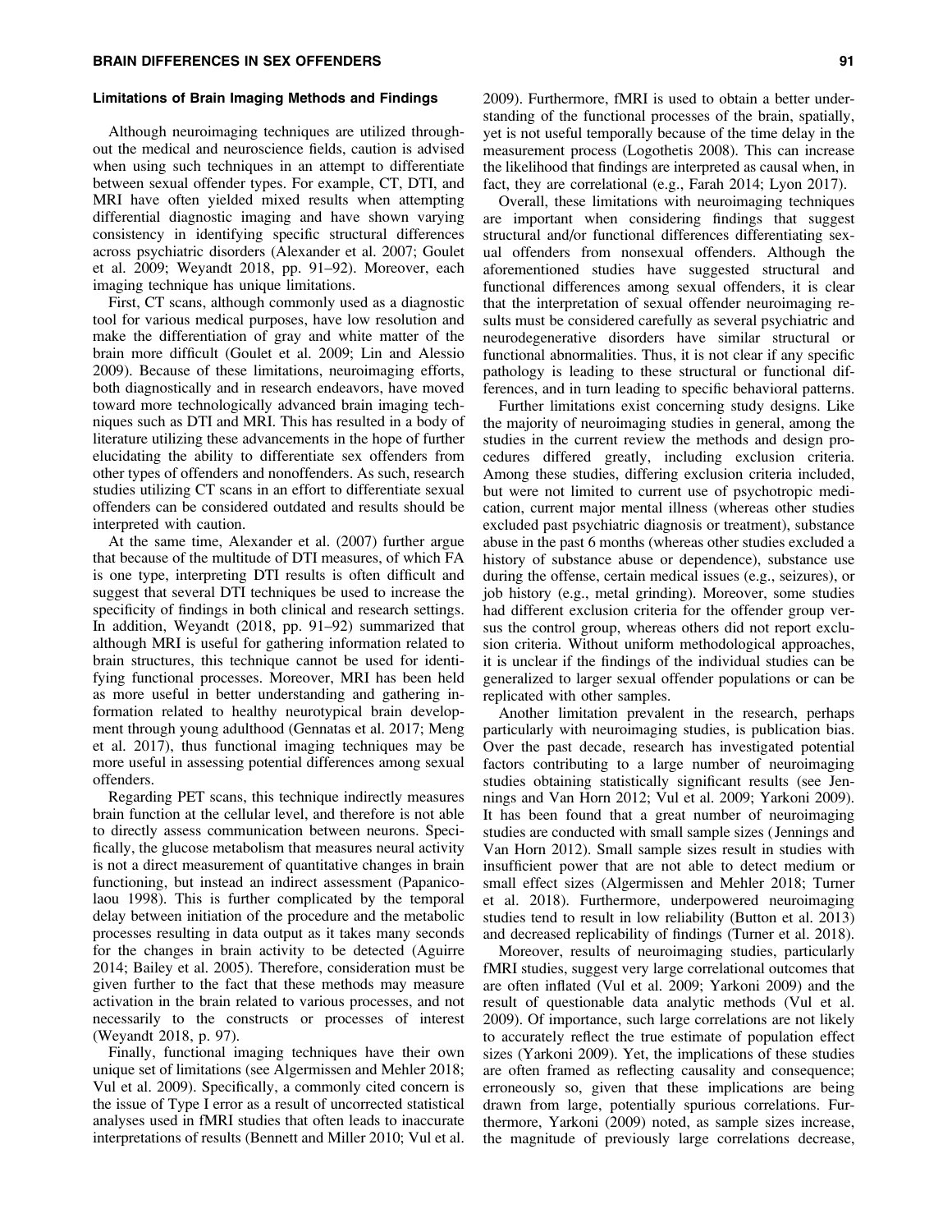### Limitations of Brain Imaging Methods and Findings

Although neuroimaging techniques are utilized throughout the medical and neuroscience fields, caution is advised when using such techniques in an attempt to differentiate between sexual offender types. For example, CT, DTI, and MRI have often yielded mixed results when attempting differential diagnostic imaging and have shown varying consistency in identifying specific structural differences across psychiatric disorders (Alexander et al. 2007; Goulet et al. 2009; Weyandt 2018, pp. 91–92). Moreover, each imaging technique has unique limitations.

First, CT scans, although commonly used as a diagnostic tool for various medical purposes, have low resolution and make the differentiation of gray and white matter of the brain more difficult (Goulet et al. 2009; Lin and Alessio 2009). Because of these limitations, neuroimaging efforts, both diagnostically and in research endeavors, have moved toward more technologically advanced brain imaging techniques such as DTI and MRI. This has resulted in a body of literature utilizing these advancements in the hope of further elucidating the ability to differentiate sex offenders from other types of offenders and nonoffenders. As such, research studies utilizing CT scans in an effort to differentiate sexual offenders can be considered outdated and results should be interpreted with caution.

At the same time, Alexander et al. (2007) further argue that because of the multitude of DTI measures, of which FA is one type, interpreting DTI results is often difficult and suggest that several DTI techniques be used to increase the specificity of findings in both clinical and research settings. In addition, Weyandt (2018, pp. 91–92) summarized that although MRI is useful for gathering information related to brain structures, this technique cannot be used for identifying functional processes. Moreover, MRI has been held as more useful in better understanding and gathering information related to healthy neurotypical brain development through young adulthood (Gennatas et al. 2017; Meng et al. 2017), thus functional imaging techniques may be more useful in assessing potential differences among sexual offenders.

Regarding PET scans, this technique indirectly measures brain function at the cellular level, and therefore is not able to directly assess communication between neurons. Specifically, the glucose metabolism that measures neural activity is not a direct measurement of quantitative changes in brain functioning, but instead an indirect assessment (Papanicolaou 1998). This is further complicated by the temporal delay between initiation of the procedure and the metabolic processes resulting in data output as it takes many seconds for the changes in brain activity to be detected (Aguirre 2014; Bailey et al. 2005). Therefore, consideration must be given further to the fact that these methods may measure activation in the brain related to various processes, and not necessarily to the constructs or processes of interest (Weyandt 2018, p. 97).

Finally, functional imaging techniques have their own unique set of limitations (see Algermissen and Mehler 2018; Vul et al. 2009). Specifically, a commonly cited concern is the issue of Type I error as a result of uncorrected statistical analyses used in fMRI studies that often leads to inaccurate interpretations of results (Bennett and Miller 2010; Vul et al. 2009). Furthermore, fMRI is used to obtain a better understanding of the functional processes of the brain, spatially, yet is not useful temporally because of the time delay in the measurement process (Logothetis 2008). This can increase the likelihood that findings are interpreted as causal when, in fact, they are correlational (e.g., Farah 2014; Lyon 2017).

Overall, these limitations with neuroimaging techniques are important when considering findings that suggest structural and/or functional differences differentiating sexual offenders from nonsexual offenders. Although the aforementioned studies have suggested structural and functional differences among sexual offenders, it is clear that the interpretation of sexual offender neuroimaging results must be considered carefully as several psychiatric and neurodegenerative disorders have similar structural or functional abnormalities. Thus, it is not clear if any specific pathology is leading to these structural or functional differences, and in turn leading to specific behavioral patterns.

Further limitations exist concerning study designs. Like the majority of neuroimaging studies in general, among the studies in the current review the methods and design procedures differed greatly, including exclusion criteria. Among these studies, differing exclusion criteria included, but were not limited to current use of psychotropic medication, current major mental illness (whereas other studies excluded past psychiatric diagnosis or treatment), substance abuse in the past 6 months (whereas other studies excluded a history of substance abuse or dependence), substance use during the offense, certain medical issues (e.g., seizures), or job history (e.g., metal grinding). Moreover, some studies had different exclusion criteria for the offender group versus the control group, whereas others did not report exclusion criteria. Without uniform methodological approaches, it is unclear if the findings of the individual studies can be generalized to larger sexual offender populations or can be replicated with other samples.

Another limitation prevalent in the research, perhaps particularly with neuroimaging studies, is publication bias. Over the past decade, research has investigated potential factors contributing to a large number of neuroimaging studies obtaining statistically significant results (see Jennings and Van Horn 2012; Vul et al. 2009; Yarkoni 2009). It has been found that a great number of neuroimaging studies are conducted with small sample sizes (Jennings and Van Horn 2012). Small sample sizes result in studies with insufficient power that are not able to detect medium or small effect sizes (Algermissen and Mehler 2018; Turner et al. 2018). Furthermore, underpowered neuroimaging studies tend to result in low reliability (Button et al. 2013) and decreased replicability of findings (Turner et al. 2018).

Moreover, results of neuroimaging studies, particularly fMRI studies, suggest very large correlational outcomes that are often inflated (Vul et al. 2009; Yarkoni 2009) and the result of questionable data analytic methods (Vul et al. 2009). Of importance, such large correlations are not likely to accurately reflect the true estimate of population effect sizes (Yarkoni 2009). Yet, the implications of these studies are often framed as reflecting causality and consequence; erroneously so, given that these implications are being drawn from large, potentially spurious correlations. Furthermore, Yarkoni (2009) noted, as sample sizes increase, the magnitude of previously large correlations decrease,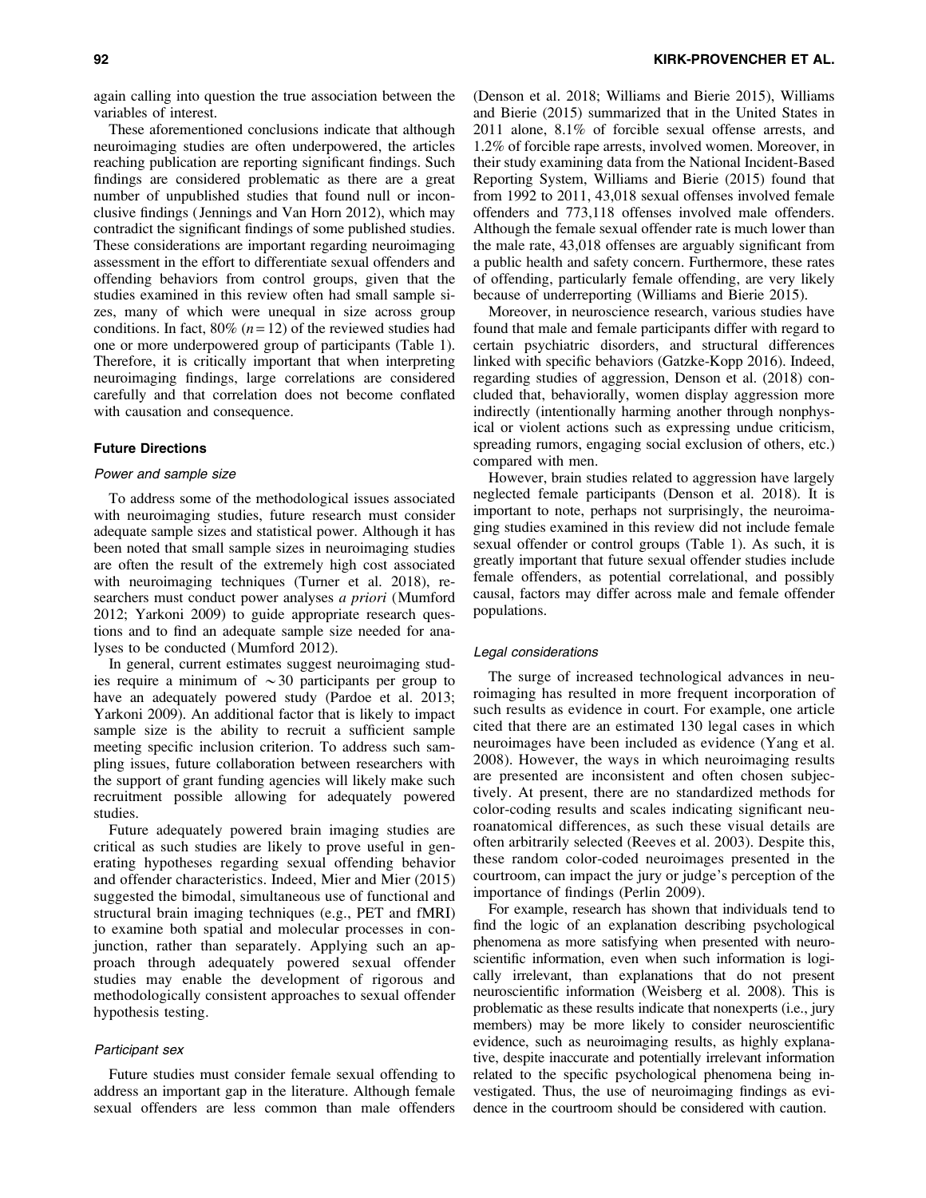again calling into question the true association between the variables of interest.

These aforementioned conclusions indicate that although neuroimaging studies are often underpowered, the articles reaching publication are reporting significant findings. Such findings are considered problematic as there are a great number of unpublished studies that found null or inconclusive findings (Jennings and Van Horn 2012), which may contradict the significant findings of some published studies. These considerations are important regarding neuroimaging assessment in the effort to differentiate sexual offenders and offending behaviors from control groups, given that the studies examined in this review often had small sample sizes, many of which were unequal in size across group conditions. In fact, 80% ($n = 12$) of the reviewed studies had one or more underpowered group of participants (Table 1). Therefore, it is critically important that when interpreting neuroimaging findings, large correlations are considered carefully and that correlation does not become conflated with causation and consequence.

## Future Directions

### *Power and sample size*

To address some of the methodological issues associated with neuroimaging studies, future research must consider adequate sample sizes and statistical power. Although it has been noted that small sample sizes in neuroimaging studies are often the result of the extremely high cost associated with neuroimaging techniques (Turner et al. 2018), researchers must conduct power analyses *a priori* (Mumford 2012; Yarkoni 2009) to guide appropriate research questions and to find an adequate sample size needed for analyses to be conducted (Mumford 2012).

In general, current estimates suggest neuroimaging studies require a minimum of $\sim 30$ participants per group to have an adequately powered study (Pardoe et al. 2013; Yarkoni 2009). An additional factor that is likely to impact sample size is the ability to recruit a sufficient sample meeting specific inclusion criterion. To address such sampling issues, future collaboration between researchers with the support of grant funding agencies will likely make such recruitment possible allowing for adequately powered studies.

Future adequately powered brain imaging studies are critical as such studies are likely to prove useful in generating hypotheses regarding sexual offending behavior and offender characteristics. Indeed, Mier and Mier (2015) suggested the bimodal, simultaneous use of functional and structural brain imaging techniques (e.g., PET and fMRI) to examine both spatial and molecular processes in conjunction, rather than separately. Applying such an approach through adequately powered sexual offender studies may enable the development of rigorous and methodologically consistent approaches to sexual offender hypothesis testing.

### *Participant sex*

Future studies must consider female sexual offending to address an important gap in the literature. Although female sexual offenders are less common than male offenders (Denson et al. 2018; Williams and Bierie 2015), Williams and Bierie (2015) summarized that in the United States in 2011 alone, 8.1% of forcible sexual offense arrests, and 1.2% of forcible rape arrests, involved women. Moreover, in their study examining data from the National Incident-Based Reporting System, Williams and Bierie (2015) found that from 1992 to 2011, 43,018 sexual offenses involved female offenders and 773,118 offenses involved male offenders. Although the female sexual offender rate is much lower than the male rate, 43,018 offenses are arguably significant from a public health and safety concern. Furthermore, these rates of offending, particularly female offending, are very likely because of underreporting (Williams and Bierie 2015).

Moreover, in neuroscience research, various studies have found that male and female participants differ with regard to certain psychiatric disorders, and structural differences linked with specific behaviors (Gatzke-Kopp 2016). Indeed, regarding studies of aggression, Denson et al. (2018) concluded that, behaviorally, women display aggression more indirectly (intentionally harming another through nonphysical or violent actions such as expressing undue criticism, spreading rumors, engaging social exclusion of others, etc.) compared with men.

However, brain studies related to aggression have largely neglected female participants (Denson et al. 2018). It is important to note, perhaps not surprisingly, the neuroimaging studies examined in this review did not include female sexual offender or control groups (Table 1). As such, it is greatly important that future sexual offender studies include female offenders, as potential correlational, and possibly causal, factors may differ across male and female offender populations.

### *Legal considerations*

The surge of increased technological advances in neuroimaging has resulted in more frequent incorporation of such results as evidence in court. For example, one article cited that there are an estimated 130 legal cases in which neuroimages have been included as evidence (Yang et al. 2008). However, the ways in which neuroimaging results are presented are inconsistent and often chosen subjectively. At present, there are no standardized methods for color-coding results and scales indicating significant neuroanatomical differences, as such these visual details are often arbitrarily selected (Reeves et al. 2003). Despite this, these random color-coded neuroimages presented in the courtroom, can impact the jury or judge's perception of the importance of findings (Perlin 2009).

For example, research has shown that individuals tend to find the logic of an explanation describing psychological phenomena as more satisfying when presented with neuroscientific information, even when such information is logically irrelevant, than explanations that do not present neuroscientific information (Weisberg et al. 2008). This is problematic as these results indicate that nonexperts (i.e., jury members) may be more likely to consider neuroscientific evidence, such as neuroimaging results, as highly explanative, despite inaccurate and potentially irrelevant information related to the specific psychological phenomena being investigated. Thus, the use of neuroimaging findings as evidence in the courtroom should be considered with caution.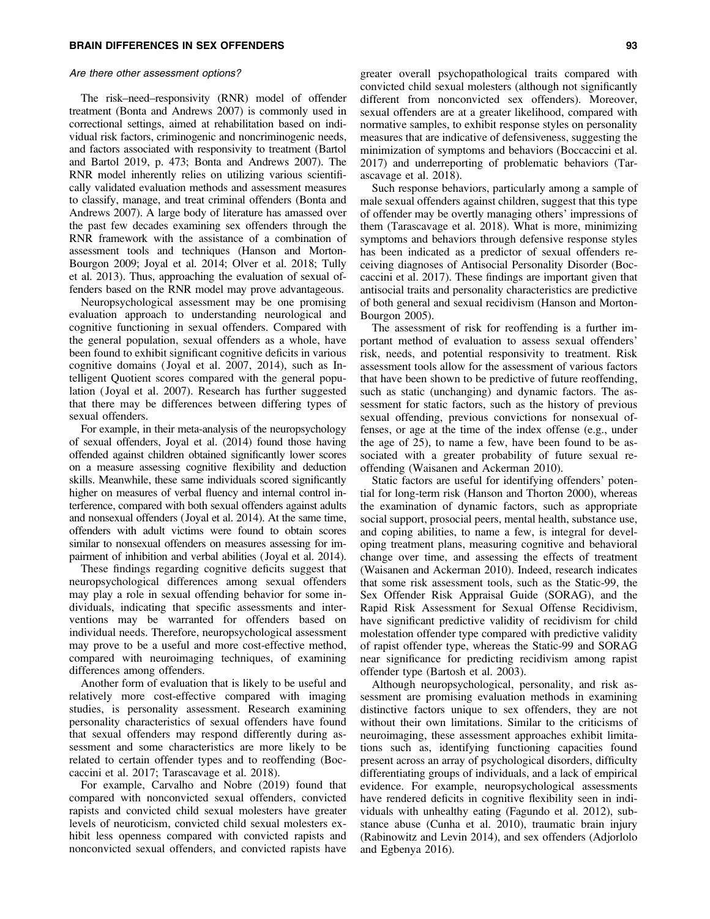### *Are there other assessment options?*

The risk–need–responsivity (RNR) model of offender treatment (Bonta and Andrews 2007) is commonly used in correctional settings, aimed at rehabilitation based on individual risk factors, criminogenic and noncriminogenic needs, and factors associated with responsivity to treatment (Bartol and Bartol 2019, p. 473; Bonta and Andrews 2007). The RNR model inherently relies on utilizing various scientifically validated evaluation methods and assessment measures to classify, manage, and treat criminal offenders (Bonta and Andrews 2007). A large body of literature has amassed over the past few decades examining sex offenders through the RNR framework with the assistance of a combination of assessment tools and techniques (Hanson and Morton-Bourgon 2009; Joyal et al. 2014; Olver et al. 2018; Tully et al. 2013). Thus, approaching the evaluation of sexual offenders based on the RNR model may prove advantageous.

Neuropsychological assessment may be one promising evaluation approach to understanding neurological and cognitive functioning in sexual offenders. Compared with the general population, sexual offenders as a whole, have been found to exhibit significant cognitive deficits in various cognitive domains (Joyal et al. 2007, 2014), such as Intelligent Quotient scores compared with the general population (Joyal et al. 2007). Research has further suggested that there may be differences between differing types of sexual offenders.

For example, in their meta-analysis of the neuropsychology of sexual offenders, Joyal et al. (2014) found those having offended against children obtained significantly lower scores on a measure assessing cognitive flexibility and deduction skills. Meanwhile, these same individuals scored significantly higher on measures of verbal fluency and internal control interference, compared with both sexual offenders against adults and nonsexual offenders (Joyal et al. 2014). At the same time, offenders with adult victims were found to obtain scores similar to nonsexual offenders on measures assessing for impairment of inhibition and verbal abilities (Joyal et al. 2014).

These findings regarding cognitive deficits suggest that neuropsychological differences among sexual offenders may play a role in sexual offending behavior for some individuals, indicating that specific assessments and interventions may be warranted for offenders based on individual needs. Therefore, neuropsychological assessment may prove to be a useful and more cost-effective method, compared with neuroimaging techniques, of examining differences among offenders.

Another form of evaluation that is likely to be useful and relatively more cost-effective compared with imaging studies, is personality assessment. Research examining personality characteristics of sexual offenders have found that sexual offenders may respond differently during assessment and some characteristics are more likely to be related to certain offender types and to reoffending (Boccaccini et al. 2017; Tarascavage et al. 2018).

For example, Carvalho and Nobre (2019) found that compared with nonconvicted sexual offenders, convicted rapists and convicted child sexual molesters have greater levels of neuroticism, convicted child sexual molesters exhibit less openness compared with convicted rapists and nonconvicted sexual offenders, and convicted rapists have greater overall psychopathological traits compared with convicted child sexual molesters (although not significantly different from nonconvicted sex offenders). Moreover, sexual offenders are at a greater likelihood, compared with normative samples, to exhibit response styles on personality measures that are indicative of defensiveness, suggesting the minimization of symptoms and behaviors (Boccaccini et al. 2017) and underreporting of problematic behaviors (Tarascavage et al. 2018).

Such response behaviors, particularly among a sample of male sexual offenders against children, suggest that this type of offender may be overtly managing others' impressions of them (Tarascavage et al. 2018). What is more, minimizing symptoms and behaviors through defensive response styles has been indicated as a predictor of sexual offenders receiving diagnoses of Antisocial Personality Disorder (Boccaccini et al. 2017). These findings are important given that antisocial traits and personality characteristics are predictive of both general and sexual recidivism (Hanson and Morton-Bourgon 2005).

The assessment of risk for reoffending is a further important method of evaluation to assess sexual offenders' risk, needs, and potential responsivity to treatment. Risk assessment tools allow for the assessment of various factors that have been shown to be predictive of future reoffending, such as static (unchanging) and dynamic factors. The assessment for static factors, such as the history of previous sexual offending, previous convictions for nonsexual offenses, or age at the time of the index offense (e.g., under the age of 25), to name a few, have been found to be associated with a greater probability of future sexual reoffending (Waisanen and Ackerman 2010).

Static factors are useful for identifying offenders' potential for long-term risk (Hanson and Thorton 2000), whereas the examination of dynamic factors, such as appropriate social support, prosocial peers, mental health, substance use, and coping abilities, to name a few, is integral for developing treatment plans, measuring cognitive and behavioral change over time, and assessing the effects of treatment (Waisanen and Ackerman 2010). Indeed, research indicates that some risk assessment tools, such as the Static-99, the Sex Offender Risk Appraisal Guide (SORAG), and the Rapid Risk Assessment for Sexual Offense Recidivism, have significant predictive validity of recidivism for child molestation offender type compared with predictive validity of rapist offender type, whereas the Static-99 and SORAG near significance for predicting recidivism among rapist offender type (Bartosh et al. 2003).

Although neuropsychological, personality, and risk assessment are promising evaluation methods in examining distinctive factors unique to sex offenders, they are not without their own limitations. Similar to the criticisms of neuroimaging, these assessment approaches exhibit limitations such as, identifying functioning capacities found present across an array of psychological disorders, difficulty differentiating groups of individuals, and a lack of empirical evidence. For example, neuropsychological assessments have rendered deficits in cognitive flexibility seen in individuals with unhealthy eating (Fagundo et al. 2012), substance abuse (Cunha et al. 2010), traumatic brain injury (Rabinowitz and Levin 2014), and sex offenders (Adjorlolo and Egbenya 2016).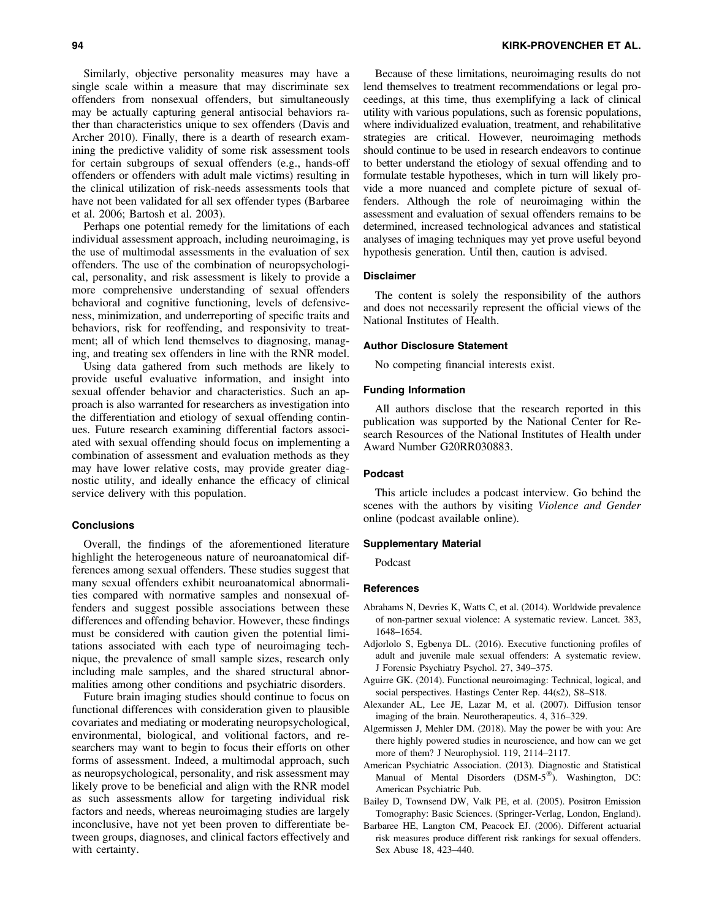Similarly, objective personality measures may have a single scale within a measure that may discriminate sex offenders from nonsexual offenders, but simultaneously may be actually capturing general antisocial behaviors rather than characteristics unique to sex offenders (Davis and Archer 2010). Finally, there is a dearth of research examining the predictive validity of some risk assessment tools for certain subgroups of sexual offenders (e.g., hands-off offenders or offenders with adult male victims) resulting in the clinical utilization of risk-needs assessments tools that have not been validated for all sex offender types (Barbaree et al. 2006; Bartosh et al. 2003).

Perhaps one potential remedy for the limitations of each individual assessment approach, including neuroimaging, is the use of multimodal assessments in the evaluation of sex offenders. The use of the combination of neuropsychological, personality, and risk assessment is likely to provide a more comprehensive understanding of sexual offenders behavioral and cognitive functioning, levels of defensiveness, minimization, and underreporting of specific traits and behaviors, risk for reoffending, and responsivity to treatment; all of which lend themselves to diagnosing, managing, and treating sex offenders in line with the RNR model.

Using data gathered from such methods are likely to provide useful evaluative information, and insight into sexual offender behavior and characteristics. Such an approach is also warranted for researchers as investigation into the differentiation and etiology of sexual offending continues. Future research examining differential factors associated with sexual offending should focus on implementing a combination of assessment and evaluation methods as they may have lower relative costs, may provide greater diagnostic utility, and ideally enhance the efficacy of clinical service delivery with this population.

### Conclusions

Overall, the findings of the aforementioned literature highlight the heterogeneous nature of neuroanatomical differences among sexual offenders. These studies suggest that many sexual offenders exhibit neuroanatomical abnormalities compared with normative samples and nonsexual offenders and suggest possible associations between these differences and offending behavior. However, these findings must be considered with caution given the potential limitations associated with each type of neuroimaging technique, the prevalence of small sample sizes, research only including male samples, and the shared structural abnormalities among other conditions and psychiatric disorders.

Future brain imaging studies should continue to focus on functional differences with consideration given to plausible covariates and mediating or moderating neuropsychological, environmental, biological, and volitional factors, and researchers may want to begin to focus their efforts on other forms of assessment. Indeed, a multimodal approach, such as neuropsychological, personality, and risk assessment may likely prove to be beneficial and align with the RNR model as such assessments allow for targeting individual risk factors and needs, whereas neuroimaging studies are largely inconclusive, have not yet been proven to differentiate between groups, diagnoses, and clinical factors effectively and with certainty.

Because of these limitations, neuroimaging results do not lend themselves to treatment recommendations or legal proceedings, at this time, thus exemplifying a lack of clinical utility with various populations, such as forensic populations, where individualized evaluation, treatment, and rehabilitative strategies are critical. However, neuroimaging methods should continue to be used in research endeavors to continue to better understand the etiology of sexual offending and to formulate testable hypotheses, which in turn will likely provide a more nuanced and complete picture of sexual offenders. Although the role of neuroimaging within the assessment and evaluation of sexual offenders remains to be determined, increased technological advances and statistical analyses of imaging techniques may yet prove useful beyond hypothesis generation. Until then, caution is advised.

### Disclaimer

The content is solely the responsibility of the authors and does not necessarily represent the official views of the National Institutes of Health.

### Author Disclosure Statement

No competing financial interests exist.

### Funding Information

All authors disclose that the research reported in this publication was supported by the National Center for Research Resources of the National Institutes of Health under Award Number G20RR030883.

### Podcast

This article includes a podcast interview. Go behind the scenes with the authors by visiting *Violence and Gender* online (podcast available online).

### Supplementary Material

Podcast

### References

Abrahams N, Devries K, Watts C, et al. (2014). Worldwide prevalence of non-partner sexual violence: A systematic review. Lancet. 383, 1648–1654.

Adjorlolo S, Egbenya DL. (2016). Executive functioning profiles of adult and juvenile male sexual offenders: A systematic review. J Forensic Psychiatry Psychol. 27, 349–375.

Aguirre GK. (2014). Functional neuroimaging: Technical, logical, and social perspectives. Hastings Center Rep. 44(s2), S8–S18.

Alexander AL, Lee JE, Lazar M, et al. (2007). Diffusion tensor imaging of the brain. Neurotherapeutics. 4, 316–329.

Algermissen J, Mehler DM. (2018). May the power be with you: Are there highly powered studies in neuroscience, and how can we get more of them? J Neurophysiol. 119, 2114–2117.

American Psychiatric Association. (2013). Diagnostic and Statistical Manual of Mental Disorders (DSM-5®). Washington, DC: American Psychiatric Pub.

Bailey D, Townsend DW, Valk PE, et al. (2005). Positron Emission Tomography: Basic Sciences. (Springer-Verlag, London, England).

Barbaree HE, Langton CM, Peacock EJ. (2006). Different actuarial risk measures produce different risk rankings for sexual offenders. Sex Abuse 18, 423–440.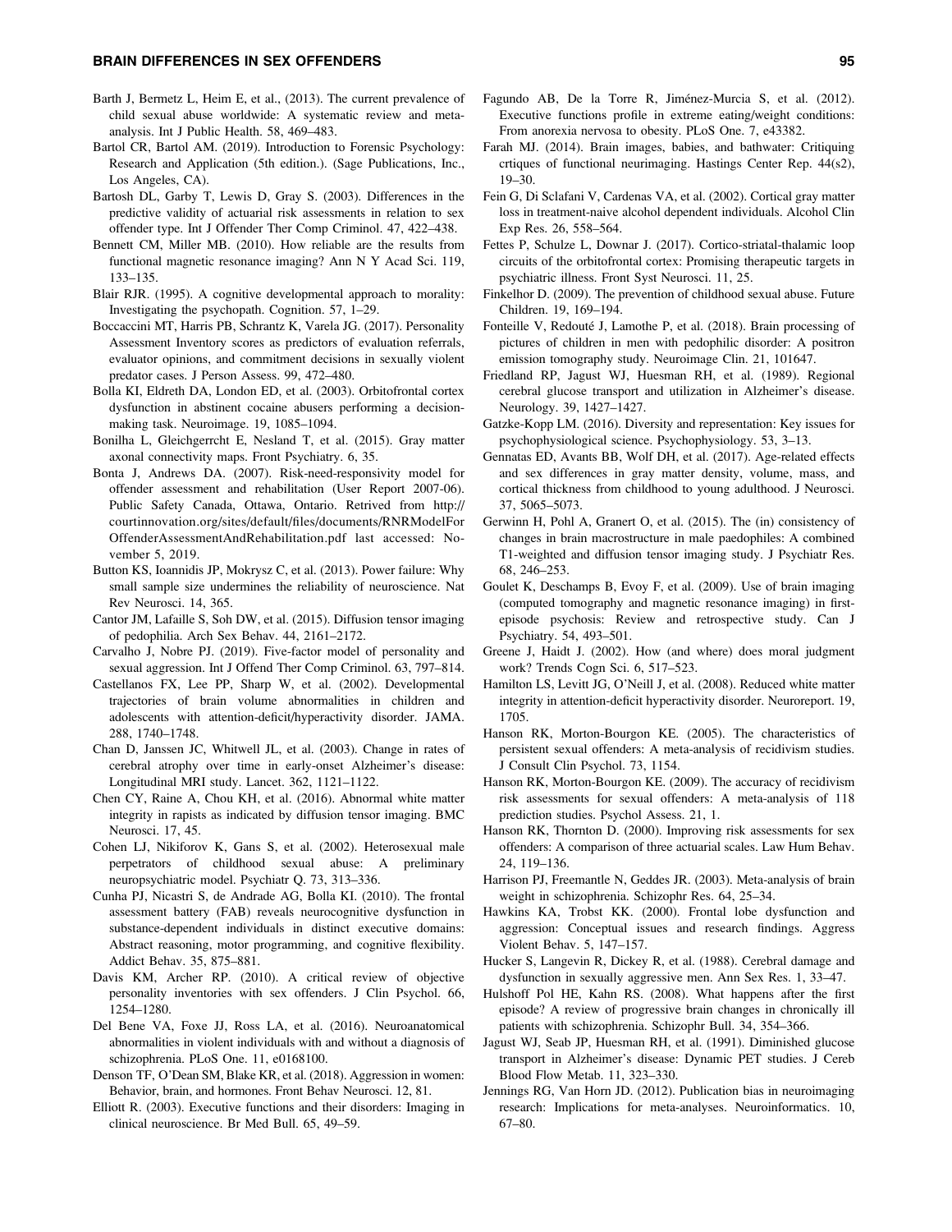Barth J, Bermetz L, Heim E, et al., (2013). The current prevalence of child sexual abuse worldwide: A systematic review and meta-analysis. Int J Public Health. 58, 469–483.

Bartol CR, Bartol AM. (2019). Introduction to Forensic Psychology: Research and Application (5th edition.). (Sage Publications, Inc., Los Angeles, CA).

Bartosh DL, Garby T, Lewis D, Gray S. (2003). Differences in the predictive validity of actuarial risk assessments in relation to sex offender type. Int J Offender Ther Comp Criminol. 47, 422–438.

Bennett CM, Miller MB. (2010). How reliable are the results from functional magnetic resonance imaging? Ann N Y Acad Sci. 119, 133–135.

Blair RJR. (1995). A cognitive developmental approach to morality: Investigating the psychopath. Cognition. 57, 1–29.

Boccaccini MT, Harris PB, Schrantz K, Varela JG. (2017). Personality Assessment Inventory scores as predictors of evaluation referrals, evaluator opinions, and commitment decisions in sexually violent predator cases. J Person Assess. 99, 472–480.

Bolla KI, Eldreth DA, London ED, et al. (2003). Orbitofrontal cortex dysfunction in abstinent cocaine abusers performing a decision-making task. Neuroimage. 19, 1085–1094.

Bonilha L, Gleichgerrcht E, Nesland T, et al. (2015). Gray matter axonal connectivity maps. Front Psychiatry. 6, 35.

Bonta J, Andrews DA. (2007). Risk-need-responsivity model for offender assessment and rehabilitation (User Report 2007-06). Public Safety Canada, Ottawa, Ontario. Retrived from http://courtinnovation.org/sites/default/files/documents/RNRModelForOffenderAssessmentAndRehabilitation.pdf last accessed: November 5, 2019.

Button KS, Ioannidis JP, Mokrysz C, et al. (2013). Power failure: Why small sample size undermines the reliability of neuroscience. Nat Rev Neurosci. 14, 365.

Cantor JM, Lafaille S, Soh DW, et al. (2015). Diffusion tensor imaging of pedophilia. Arch Sex Behav. 44, 2161–2172.

Carvalho J, Nobre PJ. (2019). Five-factor model of personality and sexual aggression. Int J Offend Ther Comp Criminol. 63, 797–814.

Castellanos FX, Lee PP, Sharp W, et al. (2002). Developmental trajectories of brain volume abnormalities in children and adolescents with attention-deficit/hyperactivity disorder. JAMA. 288, 1740–1748.

Chan D, Janssen JC, Whitwell JL, et al. (2003). Change in rates of cerebral atrophy over time in early-onset Alzheimer's disease: Longitudinal MRI study. Lancet. 362, 1121–1122.

Chen CY, Raine A, Chou KH, et al. (2016). Abnormal white matter integrity in rapists as indicated by diffusion tensor imaging. BMC Neurosci. 17, 45.

Cohen LJ, Nikiforov K, Gans S, et al. (2002). Heterosexual male perpetrators of childhood sexual abuse: A preliminary neuropsychiatric model. Psychiatr Q. 73, 313–336.

Cunha PJ, Nicastri S, de Andrade AG, Bolla KI. (2010). The frontal assessment battery (FAB) reveals neurocognitive dysfunction in substance-dependent individuals in distinct executive domains: Abstract reasoning, motor programming, and cognitive flexibility. Addict Behav. 35, 875–881.

Davis KM, Archer RP. (2010). A critical review of objective personality inventories with sex offenders. J Clin Psychol. 66, 1254–1280.

Del Bene VA, Foxe JJ, Ross LA, et al. (2016). Neuroanatomical abnormalities in violent individuals with and without a diagnosis of schizophrenia. PLoS One. 11, e0168100.

Denson TF, O'Dean SM, Blake KR, et al. (2018). Aggression in women: Behavior, brain, and hormones. Front Behav Neurosci. 12, 81.

Elliott R. (2003). Executive functions and their disorders: Imaging in clinical neuroscience. Br Med Bull. 65, 49–59.

Fagundo AB, De la Torre R, Jiménez-Murcia S, et al. (2012). Executive functions profile in extreme eating/weight conditions: From anorexia nervosa to obesity. PLoS One. 7, e43382.

Farah MJ. (2014). Brain images, babies, and bathwater: Critiquing crtiques of functional neurimaging. Hastings Center Rep. 44(s2), 19–30.

Fein G, Di Sclafani V, Cardenas VA, et al. (2002). Cortical gray matter loss in treatment-naive alcohol dependent individuals. Alcohol Clin Exp Res. 26, 558–564.

Fettes P, Schulze L, Downar J. (2017). Cortico-striatal-thalamic loop circuits of the orbitofrontal cortex: Promising therapeutic targets in psychiatric illness. Front Syst Neurosci. 11, 25.

Finkelhor D. (2009). The prevention of childhood sexual abuse. Future Children. 19, 169–194.

Fonteille V, Redouté J, Lamothe P, et al. (2018). Brain processing of pictures of children in men with pedophilic disorder: A positron emission tomography study. Neuroimage Clin. 21, 101647.

Friedland RP, Jagust WJ, Huesman RH, et al. (1989). Regional cerebral glucose transport and utilization in Alzheimer's disease. Neurology. 39, 1427–1427.

Gatzke-Kopp LM. (2016). Diversity and representation: Key issues for psychophysiological science. Psychophysiology. 53, 3–13.

Gennatas ED, Avants BB, Wolf DH, et al. (2017). Age-related effects and sex differences in gray matter density, volume, mass, and cortical thickness from childhood to young adulthood. J Neurosci. 37, 5065–5073.

Gerwinn H, Pohl A, Granert O, et al. (2015). The (in) consistency of changes in brain macrostructure in male paedophiles: A combined T1-weighted and diffusion tensor imaging study. J Psychiatr Res. 68, 246–253.

Goulet K, Deschamps B, Evoy F, et al. (2009). Use of brain imaging (computed tomography and magnetic resonance imaging) in first-episode psychosis: Review and retrospective study. Can J Psychiatry. 54, 493–501.

Greene J, Haidt J. (2002). How (and where) does moral judgment work? Trends Cogn Sci. 6, 517–523.

Hamilton LS, Levitt JG, O'Neill J, et al. (2008). Reduced white matter integrity in attention-deficit hyperactivity disorder. Neuroreport. 19, 1705.

Hanson RK, Morton-Bourgon KE. (2005). The characteristics of persistent sexual offenders: A meta-analysis of recidivism studies. J Consult Clin Psychol. 73, 1154.

Hanson RK, Morton-Bourgon KE. (2009). The accuracy of recidivism risk assessments for sexual offenders: A meta-analysis of 118 prediction studies. Psychol Assess. 21, 1.

Hanson RK, Thornton D. (2000). Improving risk assessments for sex offenders: A comparison of three actuarial scales. Law Hum Behav. 24, 119–136.

Harrison PJ, Freemantle N, Geddes JR. (2003). Meta-analysis of brain weight in schizophrenia. Schizophr Res. 64, 25–34.

Hawkins KA, Trobst KK. (2000). Frontal lobe dysfunction and aggression: Conceptual issues and research findings. Aggress Violent Behav. 5, 147–157.

Hucker S, Langevin R, Dickey R, et al. (1988). Cerebral damage and dysfunction in sexually aggressive men. Ann Sex Res. 1, 33–47.

Hulshoff Pol HE, Kahn RS. (2008). What happens after the first episode? A review of progressive brain changes in chronically ill patients with schizophrenia. Schizophr Bull. 34, 354–366.

Jagust WJ, Seab JP, Huesman RH, et al. (1991). Diminished glucose transport in Alzheimer's disease: Dynamic PET studies. J Cereb Blood Flow Metab. 11, 323–330.

Jennings RG, Van Horn JD. (2012). Publication bias in neuroimaging research: Implications for meta-analyses. Neuroinformatics. 10, 67–80.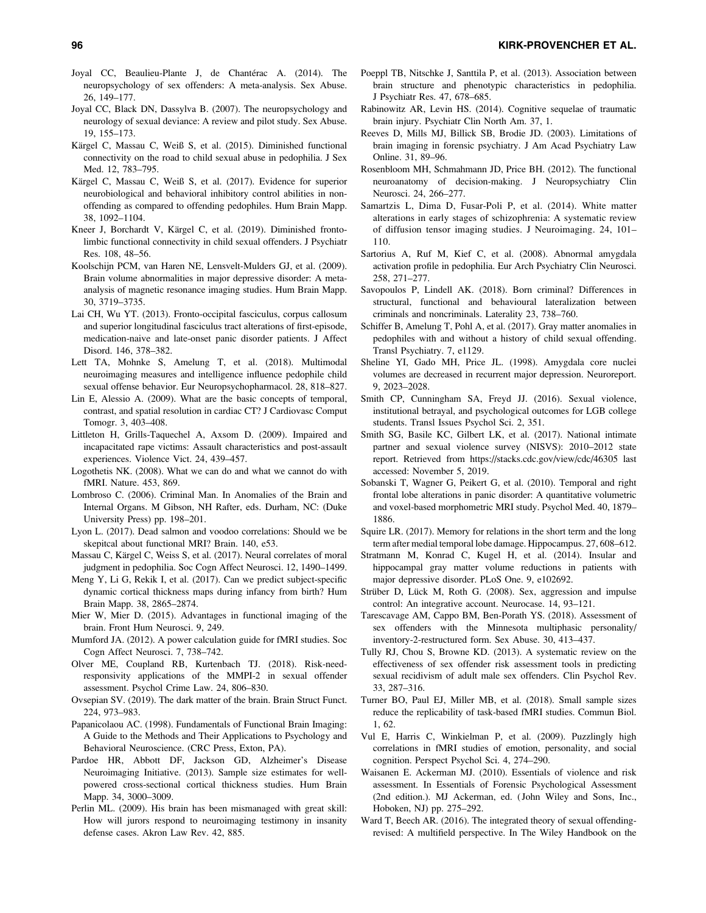Joyal CC, Beaulieu-Plante J, de Chantérac A. (2014). The neuropsychology of sex offenders: A meta-analysis. Sex Abuse. 26, 149–177.

Joyal CC, Black DN, Dassylva B. (2007). The neuropsychology and neurology of sexual deviance: A review and pilot study. Sex Abuse. 19, 155–173.

Kärgel C, Massau C, Weiß S, et al. (2015). Diminished functional connectivity on the road to child sexual abuse in pedophilia. J Sex Med. 12, 783–795.

Kärgel C, Massau C, Weiß S, et al. (2017). Evidence for superior neurobiological and behavioral inhibitory control abilities in non-offending as compared to offending pedophiles. Hum Brain Mapp. 38, 1092–1104.

Kneer J, Borchardt V, Kärgel C, et al. (2019). Diminished fronto-limbic functional connectivity in child sexual offenders. J Psychiatr Res. 108, 48–56.

Koolschijn PCM, van Haren NE, Lensvelt-Mulders GJ, et al. (2009). Brain volume abnormalities in major depressive disorder: A meta-analysis of magnetic resonance imaging studies. Hum Brain Mapp. 30, 3719–3735.

Lai CH, Wu YT. (2013). Fronto-occipital fasciculus, corpus callosum and superior longitudinal fasciculus tract alterations of first-episode, medication-naive and late-onset panic disorder patients. J Affect Disord. 146, 378–382.

Lett TA, Mohnke S, Amelung T, et al. (2018). Multimodal neuroimaging measures and intelligence influence pedophile child sexual offense behavior. Eur Neuropsychopharmacol. 28, 818–827.

Lin E, Alessio A. (2009). What are the basic concepts of temporal, contrast, and spatial resolution in cardiac CT? J Cardiovasc Comput Tomogr. 3, 403–408.

Littleton H, Grills-Taquechel A, Axsom D. (2009). Impaired and incapacitated rape victims: Assault characteristics and post-assault experiences. Violence Vict. 24, 439–457.

Logothetis NK. (2008). What we can do and what we cannot do with fMRI. Nature. 453, 869.

Lombroso C. (2006). Criminal Man. In Anomalies of the Brain and Internal Organs. M Gibson, NH Rafter, eds. Durham, NC: (Duke University Press) pp. 198–201.

Lyon L. (2017). Dead salmon and voodoo correlations: Should we be skepitcal about functional MRI? Brain. 140, e53.

Massau C, Kärgel C, Weiss S, et al. (2017). Neural correlates of moral judgment in pedophilia. Soc Cogn Affect Neurosci. 12, 1490–1499.

Meng Y, Li G, Rekik I, et al. (2017). Can we predict subject-specific dynamic cortical thickness maps during infancy from birth? Hum Brain Mapp. 38, 2865–2874.

Mier W, Mier D. (2015). Advantages in functional imaging of the brain. Front Hum Neurosci. 9, 249.

Mumford JA. (2012). A power calculation guide for fMRI studies. Soc Cogn Affect Neurosci. 7, 738–742.

Olver ME, Coupland RB, Kurtenbach TJ. (2018). Risk-need-responsivity applications of the MMPI-2 in sexual offender assessment. Psychol Crime Law. 24, 806–830.

Ovsepian SV. (2019). The dark matter of the brain. Brain Struct Funct. 224, 973–983.

Papanicolaou AC. (1998). Fundamentals of Functional Brain Imaging: A Guide to the Methods and Their Applications to Psychology and Behavioral Neuroscience. (CRC Press, Exton, PA).

Pardoe HR, Abbott DF, Jackson GD, Alzheimer's Disease Neuroimaging Initiative. (2013). Sample size estimates for well-powered cross-sectional cortical thickness studies. Hum Brain Mapp. 34, 3000–3009.

Perlin ML. (2009). His brain has been mismanaged with great skill: How will jurors respond to neuroimaging testimony in insanity defense cases. Akron Law Rev. 42, 885.

Poeppl TB, Nitschke J, Santtila P, et al. (2013). Association between brain structure and phenotypic characteristics in pedophilia. J Psychiatr Res. 47, 678–685.

Rabinowitz AR, Levin HS. (2014). Cognitive sequelae of traumatic brain injury. Psychiatr Clin North Am. 37, 1.

Reeves D, Mills MJ, Billick SB, Brodie JD. (2003). Limitations of brain imaging in forensic psychiatry. J Am Acad Psychiatry Law Online. 31, 89–96.

Rosenbloom MH, Schmahmann JD, Price BH. (2012). The functional neuroanatomy of decision-making. J Neuropsychiatry Clin Neurosci. 24, 266–277.

Samartzis L, Dima D, Fusar-Poli P, et al. (2014). White matter alterations in early stages of schizophrenia: A systematic review of diffusion tensor imaging studies. J Neuroimaging. 24, 101–110.

Sartorius A, Ruf M, Kief C, et al. (2008). Abnormal amygdala activation profile in pedophilia. Eur Arch Psychiatry Clin Neurosci. 258, 271–277.

Savopoulos P, Lindell AK. (2018). Born criminal? Differences in structural, functional and behavioural lateralization between criminals and noncriminals. Laterality 23, 738–760.

Schiffer B, Amelung T, Pohl A, et al. (2017). Gray matter anomalies in pedophiles with and without a history of child sexual offending. Transl Psychiatry. 7, e1129.

Sheline YI, Gado MH, Price JL. (1998). Amygdala core nuclei volumes are decreased in recurrent major depression. Neuroreport. 9, 2023–2028.

Smith CP, Cunningham SA, Freyd JJ. (2016). Sexual violence, institutional betrayal, and psychological outcomes for LGB college students. Transl Issues Psychol Sci. 2, 351.

Smith SG, Basile KC, Gilbert LK, et al. (2017). National intimate partner and sexual violence survey (NISVS): 2010–2012 state report. Retrieved from https://stacks.cdc.gov/view/cdc/46305 last accessed: November 5, 2019.

Sobanski T, Wagner G, Peikert G, et al. (2010). Temporal and right frontal lobe alterations in panic disorder: A quantitative volumetric and voxel-based morphometric MRI study. Psychol Med. 40, 1879–1886.

Squire LR. (2017). Memory for relations in the short term and the long term after medial temporal lobe damage. Hippocampus. 27, 608–612.

Stratmann M, Konrad C, Kugel H, et al. (2014). Insular and hippocampal gray matter volume reductions in patients with major depressive disorder. PLoS One. 9, e102692.

Strüber D, Lück M, Roth G. (2008). Sex, aggression and impulse control: An integrative account. Neurocase. 14, 93–121.

Tarescavage AM, Cappo BM, Ben-Porath YS. (2018). Assessment of sex offenders with the Minnesota multiphasic personality/inventory-2-restructured form. Sex Abuse. 30, 413–437.

Tully RJ, Chou S, Browne KD. (2013). A systematic review on the effectiveness of sex offender risk assessment tools in predicting sexual recidivism of adult male sex offenders. Clin Psychol Rev. 33, 287–316.

Turner BO, Paul EJ, Miller MB, et al. (2018). Small sample sizes reduce the replicability of task-based fMRI studies. Commun Biol. 1, 62.

Vul E, Harris C, Winkielman P, et al. (2009). Puzzlingly high correlations in fMRI studies of emotion, personality, and social cognition. Perspect Psychol Sci. 4, 274–290.

Waisanen E. Ackerman MJ. (2010). Essentials of violence and risk assessment. In Essentials of Forensic Psychological Assessment (2nd edition.). MJ Ackerman, ed. (John Wiley and Sons, Inc., Hoboken, NJ) pp. 275–292.

Ward T, Beech AR. (2016). The integrated theory of sexual offending-revised: A multifield perspective. In The Wiley Handbook on the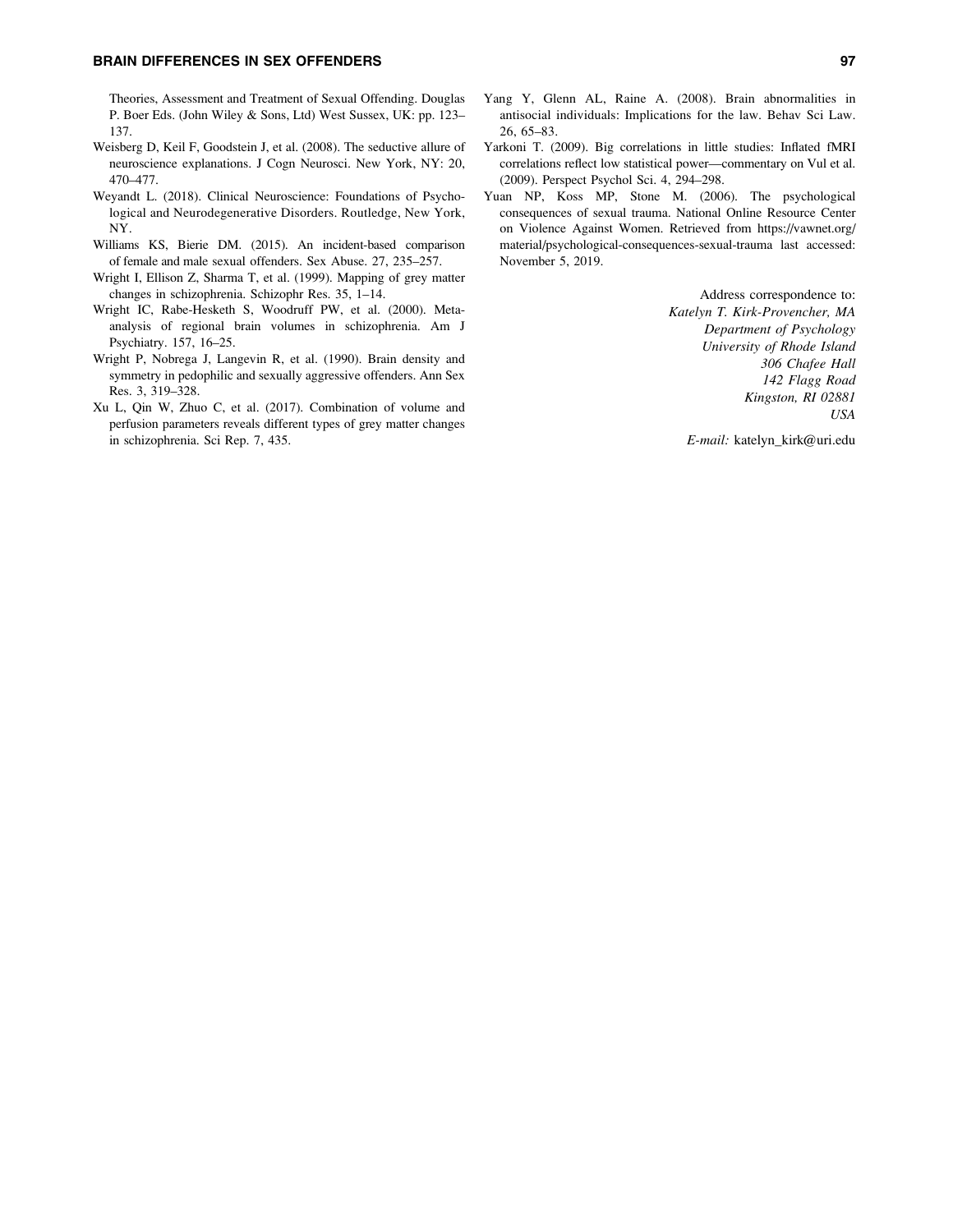Theories, Assessment and Treatment of Sexual Offending. Douglas P. Boer Eds. (John Wiley & Sons, Ltd) West Sussex, UK: pp. 123–137.

Weisberg D, Keil F, Goodstein J, et al. (2008). The seductive allure of neuroscience explanations. J Cogn Neurosci. New York, NY: 20, 470–477.

Weyandt L. (2018). Clinical Neuroscience: Foundations of Psychological and Neurodegenerative Disorders. Routledge, New York, NY.

Williams KS, Bierie DM. (2015). An incident-based comparison of female and male sexual offenders. Sex Abuse. 27, 235–257.

Wright I, Ellison Z, Sharma T, et al. (1999). Mapping of grey matter changes in schizophrenia. Schizophr Res. 35, 1–14.

Wright IC, Rabe-Hesketh S, Woodruff PW, et al. (2000). Meta-analysis of regional brain volumes in schizophrenia. Am J Psychiatry. 157, 16–25.

Wright P, Nobrega J, Langevin R, et al. (1990). Brain density and symmetry in pedophilic and sexually aggressive offenders. Ann Sex Res. 3, 319–328.

Xu L, Qin W, Zhuo C, et al. (2017). Combination of volume and perfusion parameters reveals different types of grey matter changes in schizophrenia. Sci Rep. 7, 435.

Yang Y, Glenn AL, Raine A. (2008). Brain abnormalities in antisocial individuals: Implications for the law. Behav Sci Law. 26, 65–83.

Yarkoni T. (2009). Big correlations in little studies: Inflated fMRI correlations reflect low statistical power—commentary on Vul et al. (2009). Perspect Psychol Sci. 4, 294–298.

Yuan NP, Koss MP, Stone M. (2006). The psychological consequences of sexual trauma. National Online Resource Center on Violence Against Women. Retrieved from https://vawnet.org/material/psychological-consequences-sexual-trauma last accessed: November 5, 2019.

Address correspondence to:
*Katelyn T. Kirk-Provencher, MA*
*Department of Psychology*
*University of Rhode Island*
*306 Chafee Hall*
*142 Flagg Road*
*Kingston, RI 02881*
*USA*

*E-mail:* katelyn_kirk@uri.edu